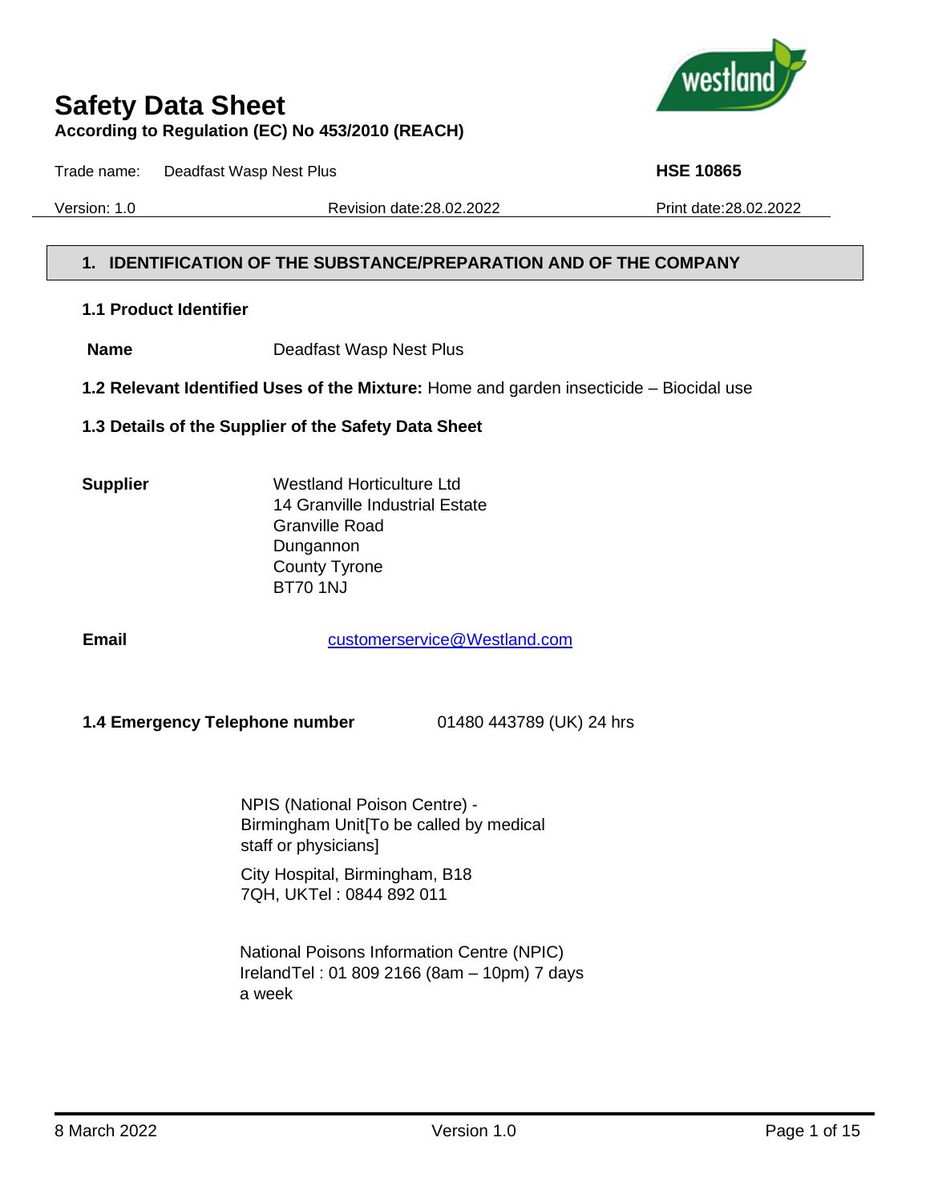# Safety Data Sheet

**According to Regulation (EC) No 453/2010 (REACH)**

Trade name: Deadfast Wasp Nest Plus **HSE 10865**

Version: 1.0 Revision date:28.02.2022 Print date:28.02.2022

## 1. IDENTIFICATION OF THE SUBSTANCE/PREPARATION AND OF THE COMPANY

### 1.1 Product Identifier

**Name** Deadfast Wasp Nest Plus

**1.2 Relevant Identified Uses of the Mixture:** Home and garden insecticide – Biocidal use

### 1.3 Details of the Supplier of the Safety Data Sheet

**Supplier**

Westland Horticulture Ltd
14 Granville Industrial Estate
Granville Road
Dungannon
County Tyrone
BT70 1NJ

**Email** customerservice@Westland.com

**1.4 Emergency Telephone number** 01480 443789 (UK) 24 hrs

NPIS (National Poison Centre) - Birmingham Unit[To be called by medical staff or physicians]

City Hospital, Birmingham, B18 7QH, UKTel : 0844 892 011

National Poisons Information Centre (NPIC) IrelandTel : 01 809 2166 (8am – 10pm) 7 days a week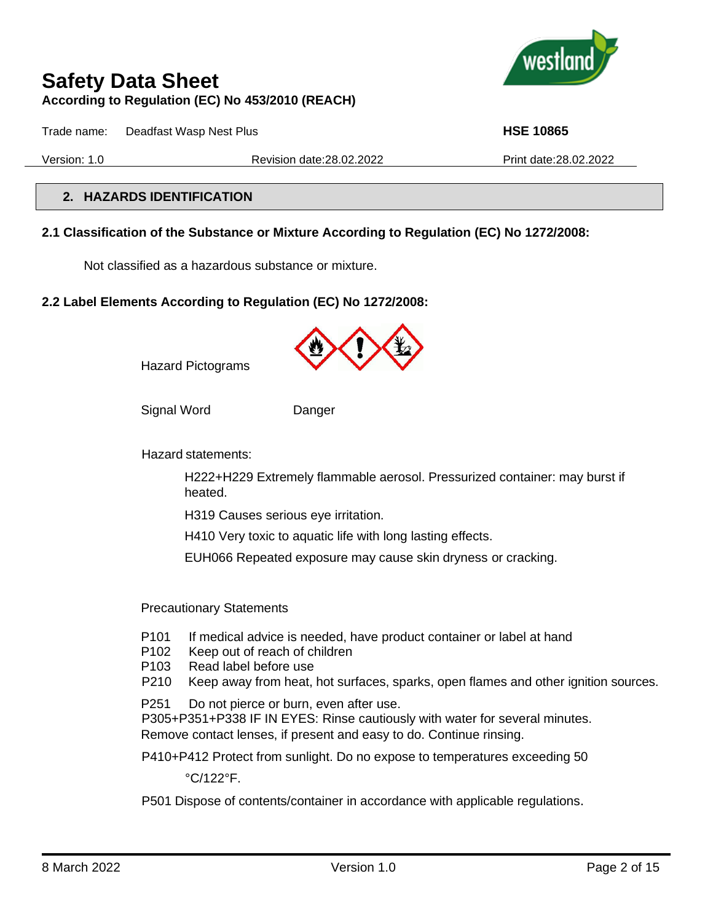## 2. HAZARDS IDENTIFICATION

### 2.1 Classification of the Substance or Mixture According to Regulation (EC) No 1272/2008:

Not classified as a hazardous substance or mixture.

### 2.2 Label Elements According to Regulation (EC) No 1272/2008:

Hazard Pictograms

Signal Word Danger

Hazard statements:

H222+H229 Extremely flammable aerosol. Pressurized container: may burst if heated.

H319 Causes serious eye irritation.

H410 Very toxic to aquatic life with long lasting effects.

EUH066 Repeated exposure may cause skin dryness or cracking.

Precautionary Statements

P101 If medical advice is needed, have product container or label at hand
P102 Keep out of reach of children
P103 Read label before use
P210 Keep away from heat, hot surfaces, sparks, open flames and other ignition sources.

P251 Do not pierce or burn, even after use.
P305+P351+P338 IF IN EYES: Rinse cautiously with water for several minutes. Remove contact lenses, if present and easy to do. Continue rinsing.

P410+P412 Protect from sunlight. Do no expose to temperatures exceeding 50 °C/122°F.

P501 Dispose of contents/container in accordance with applicable regulations.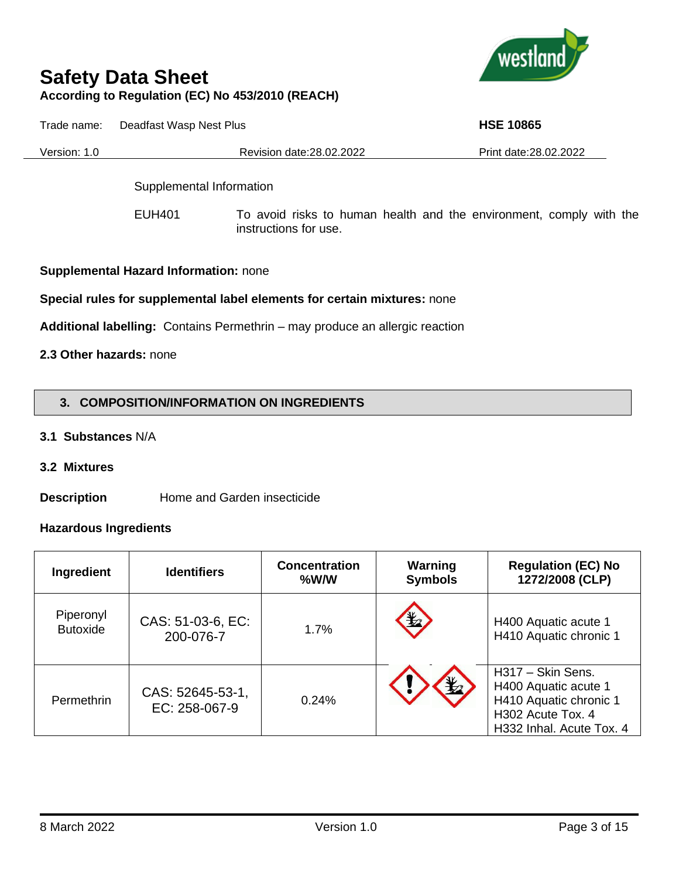Supplemental Information

EUH401 To avoid risks to human health and the environment, comply with the instructions for use.

**Supplemental Hazard Information:** none

**Special rules for supplemental label elements for certain mixtures:** none

**Additional labelling:** Contains Permethrin – may produce an allergic reaction

**2.3 Other hazards:** none

## 3. COMPOSITION/INFORMATION ON INGREDIENTS

**3.1 Substances** N/A

**3.2 Mixtures**

**Description** Home and Garden insecticide

**Hazardous Ingredients**

| Ingredient | Identifiers | Concentration %W/W | Warning Symbols | Regulation (EC) No 1272/2008 (CLP) |
|---|---|---|---|---|
| Piperonyl Butoxide | CAS: 51-03-6, EC: 200-076-7 | 1.7% | | H400 Aquatic acute 1<br>H410 Aquatic chronic 1 |
| Permethrin | CAS: 52645-53-1, EC: 258-067-9 | 0.24% | | H317 – Skin Sens.<br>H400 Aquatic acute 1<br>H410 Aquatic chronic 1<br>H302 Acute Tox. 4<br>H332 Inhal. Acute Tox. 4 |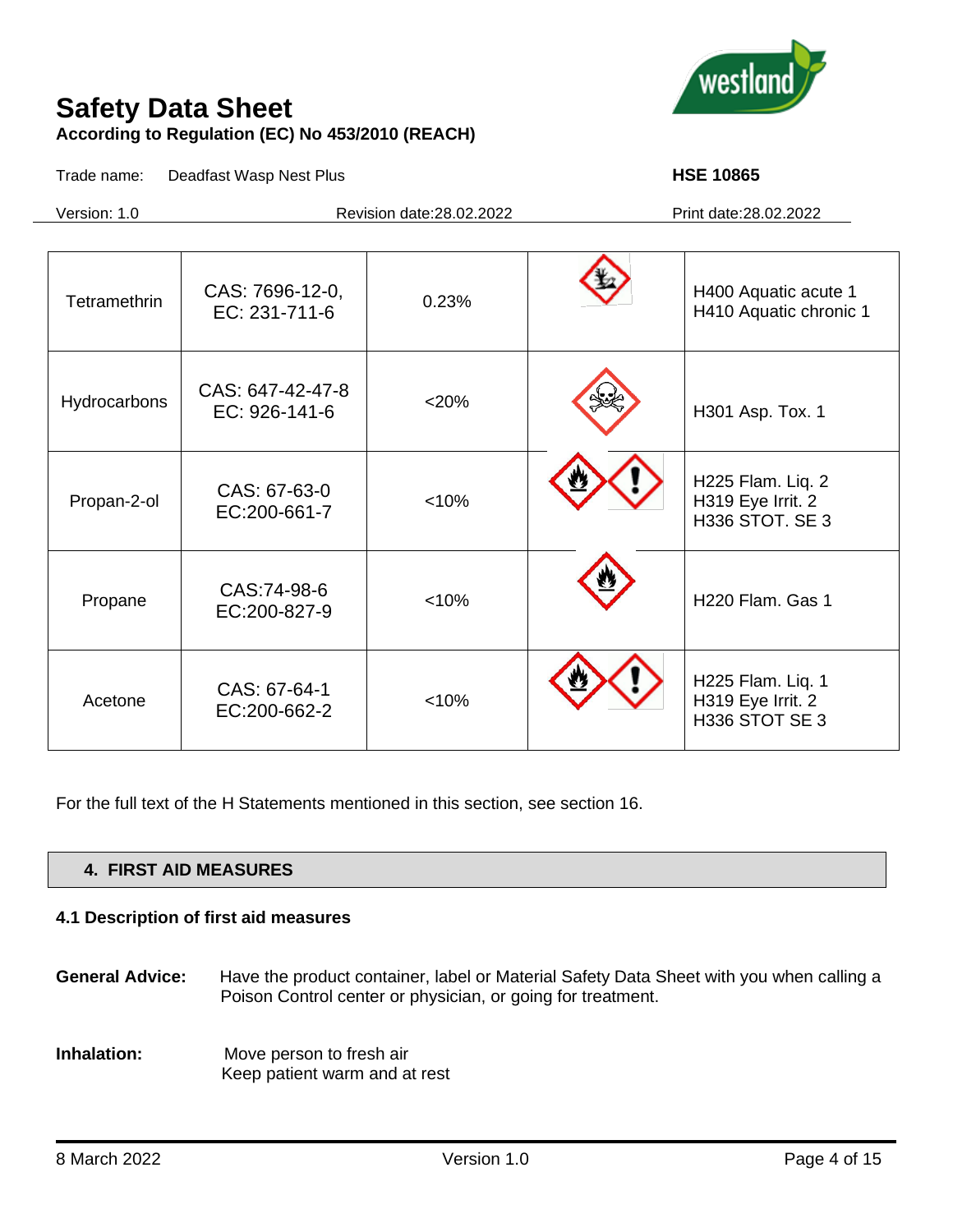| Tetramethrin | CAS: 7696-12-0, EC: 231-711-6 | 0.23% | | H400 Aquatic acute 1<br>H410 Aquatic chronic 1 |
|---|---|---|---|---|
| Hydrocarbons | CAS: 647-42-47-8<br>EC: 926-141-6 | <20% | | H301 Asp. Tox. 1 |
| Propan-2-ol | CAS: 67-63-0<br>EC:200-661-7 | <10% | | H225 Flam. Liq. 2<br>H319 Eye Irrit. 2<br>H336 STOT. SE 3 |
| Propane | CAS:74-98-6<br>EC:200-827-9 | <10% | | H220 Flam. Gas 1 |
| Acetone | CAS: 67-64-1<br>EC:200-662-2 | <10% | | H225 Flam. Liq. 1<br>H319 Eye Irrit. 2<br>H336 STOT SE 3 |

For the full text of the H Statements mentioned in this section, see section 16.

## 4. FIRST AID MEASURES

### 4.1 Description of first aid measures

**General Advice:** Have the product container, label or Material Safety Data Sheet with you when calling a Poison Control center or physician, or going for treatment.

**Inhalation:** Move person to fresh air
Keep patient warm and at rest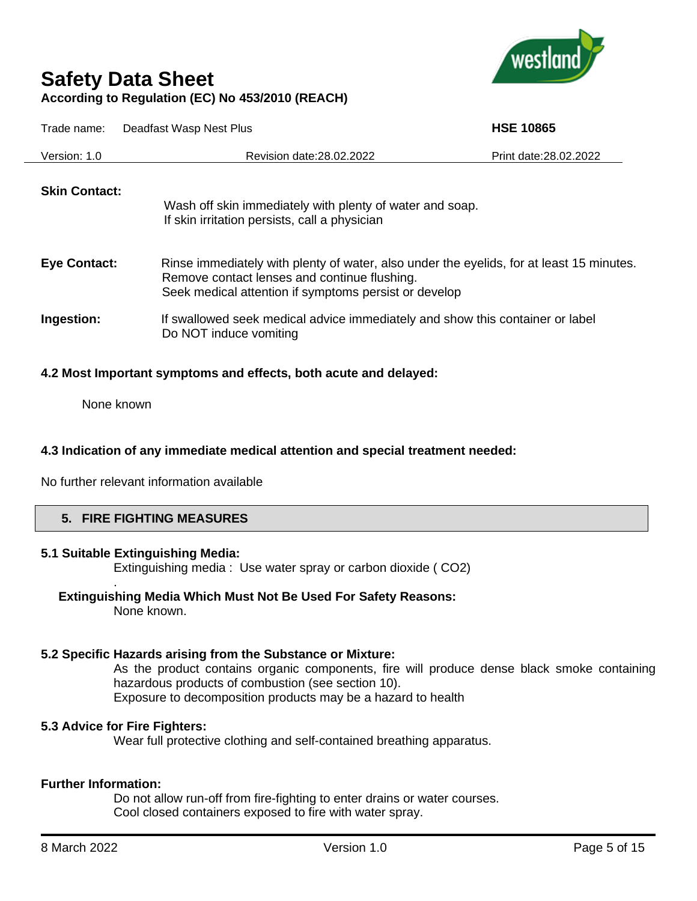**Skin Contact:**

Wash off skin immediately with plenty of water and soap.
If skin irritation persists, call a physician

**Eye Contact:**

Rinse immediately with plenty of water, also under the eyelids, for at least 15 minutes.
Remove contact lenses and continue flushing.
Seek medical attention if symptoms persist or develop

**Ingestion:**

If swallowed seek medical advice immediately and show this container or label
Do NOT induce vomiting

### 4.2 Most Important symptoms and effects, both acute and delayed:

None known

### 4.3 Indication of any immediate medical attention and special treatment needed:

No further relevant information available

## 5. FIRE FIGHTING MEASURES

### 5.1 Suitable Extinguishing Media:

Extinguishing media : Use water spray or carbon dioxide ( $CO_2$)

.

**Extinguishing Media Which Must Not Be Used For Safety Reasons:**

None known.

### 5.2 Specific Hazards arising from the Substance or Mixture:

As the product contains organic components, fire will produce dense black smoke containing hazardous products of combustion (see section 10).
Exposure to decomposition products may be a hazard to health

### 5.3 Advice for Fire Fighters:

Wear full protective clothing and self-contained breathing apparatus.

**Further Information:**

Do not allow run-off from fire-fighting to enter drains or water courses.
Cool closed containers exposed to fire with water spray.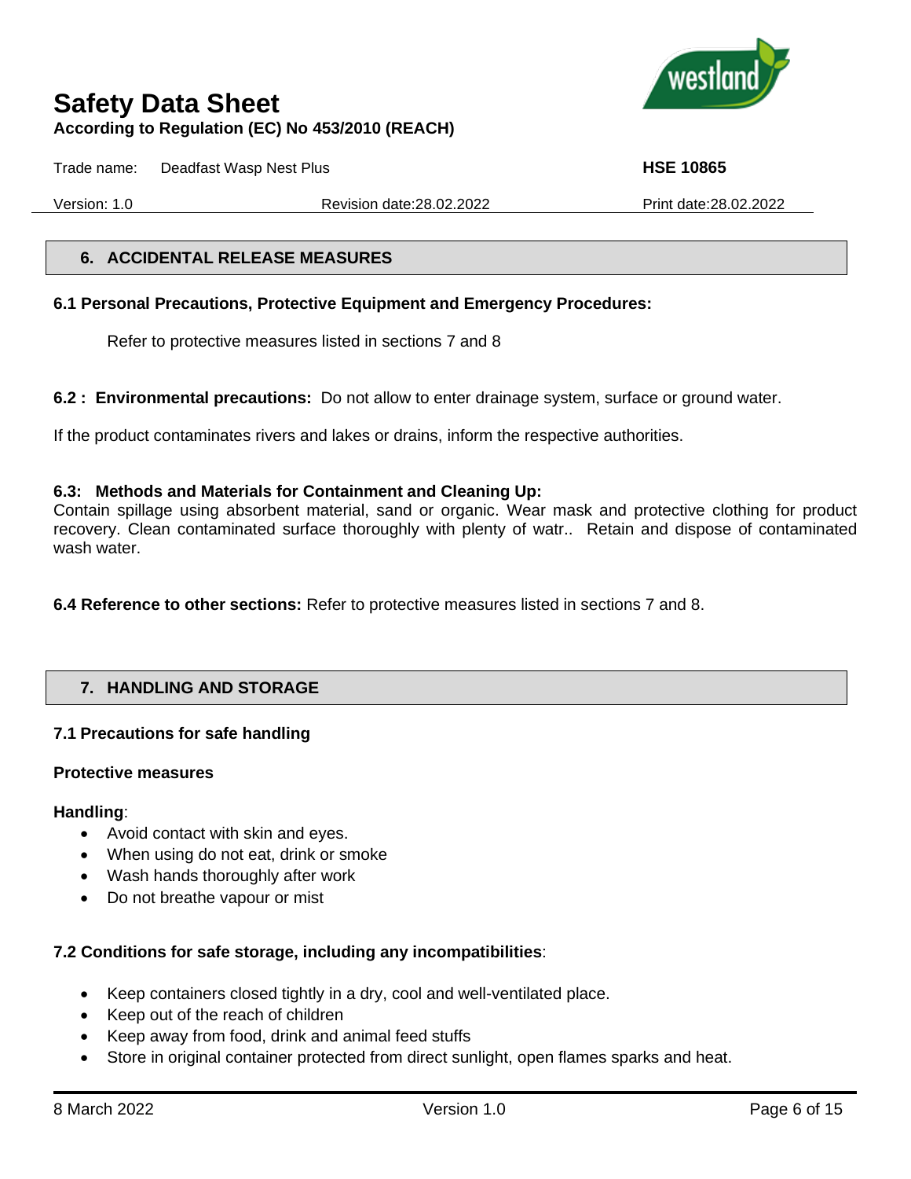## 6. ACCIDENTAL RELEASE MEASURES

**6.1 Personal Precautions, Protective Equipment and Emergency Procedures:**

Refer to protective measures listed in sections 7 and 8

**6.2 : Environmental precautions:** Do not allow to enter drainage system, surface or ground water.

If the product contaminates rivers and lakes or drains, inform the respective authorities.

**6.3: Methods and Materials for Containment and Cleaning Up:**
Contain spillage using absorbent material, sand or organic. Wear mask and protective clothing for product recovery. Clean contaminated surface thoroughly with plenty of watr.. Retain and dispose of contaminated wash water.

**6.4 Reference to other sections:** Refer to protective measures listed in sections 7 and 8.

## 7. HANDLING AND STORAGE

**7.1 Precautions for safe handling**

**Protective measures**

**Handling**:

- Avoid contact with skin and eyes.
- When using do not eat, drink or smoke
- Wash hands thoroughly after work
- Do not breathe vapour or mist

**7.2 Conditions for safe storage, including any incompatibilities**:

- Keep containers closed tightly in a dry, cool and well-ventilated place.
- Keep out of the reach of children
- Keep away from food, drink and animal feed stuffs
- Store in original container protected from direct sunlight, open flames sparks and heat.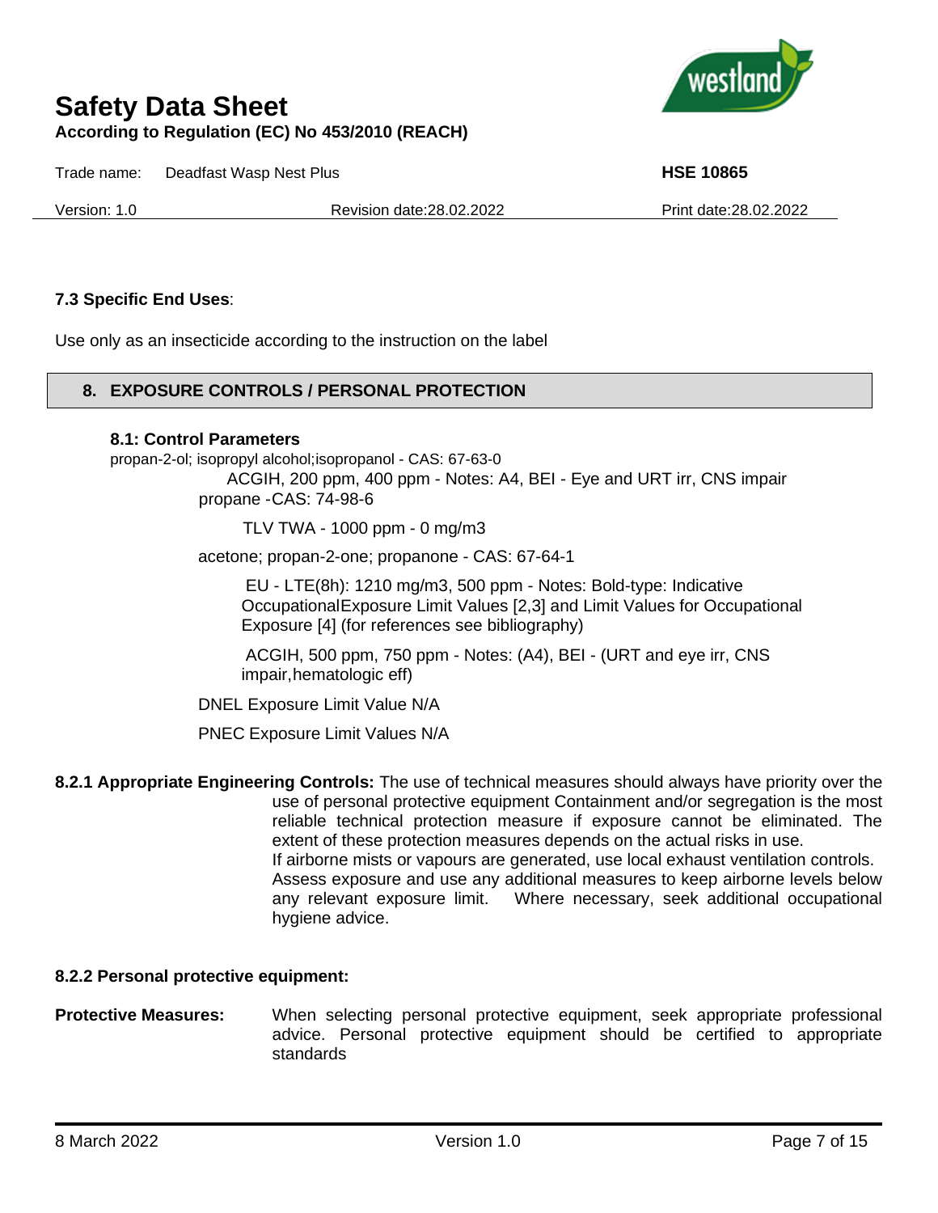### 7.3 Specific End Uses:

Use only as an insecticide according to the instruction on the label

## 8. EXPOSURE CONTROLS / PERSONAL PROTECTION

### 8.1: Control Parameters

propan-2-ol; isopropyl alcohol;isopropanol - CAS: 67-63-0

ACGIH, 200 ppm, 400 ppm - Notes: A4, BEI - Eye and URT irr, CNS impair

propane -CAS: 74-98-6

TLV TWA - 1000 ppm - 0 mg/m3

acetone; propan-2-one; propanone - CAS: 67-64-1

EU - LTE(8h): 1210 mg/m3, 500 ppm - Notes: Bold-type: Indicative OccupationalExposure Limit Values [2,3] and Limit Values for Occupational Exposure [4] (for references see bibliography)

ACGIH, 500 ppm, 750 ppm - Notes: (A4), BEI - (URT and eye irr, CNS impair,hematologic eff)

DNEL Exposure Limit Value N/A

PNEC Exposure Limit Values N/A

**8.2.1 Appropriate Engineering Controls:** The use of technical measures should always have priority over the use of personal protective equipment Containment and/or segregation is the most reliable technical protection measure if exposure cannot be eliminated. The extent of these protection measures depends on the actual risks in use.
If airborne mists or vapours are generated, use local exhaust ventilation controls. Assess exposure and use any additional measures to keep airborne levels below any relevant exposure limit. Where necessary, seek additional occupational hygiene advice.

### 8.2.2 Personal protective equipment:

**Protective Measures:** When selecting personal protective equipment, seek appropriate professional advice. Personal protective equipment should be certified to appropriate standards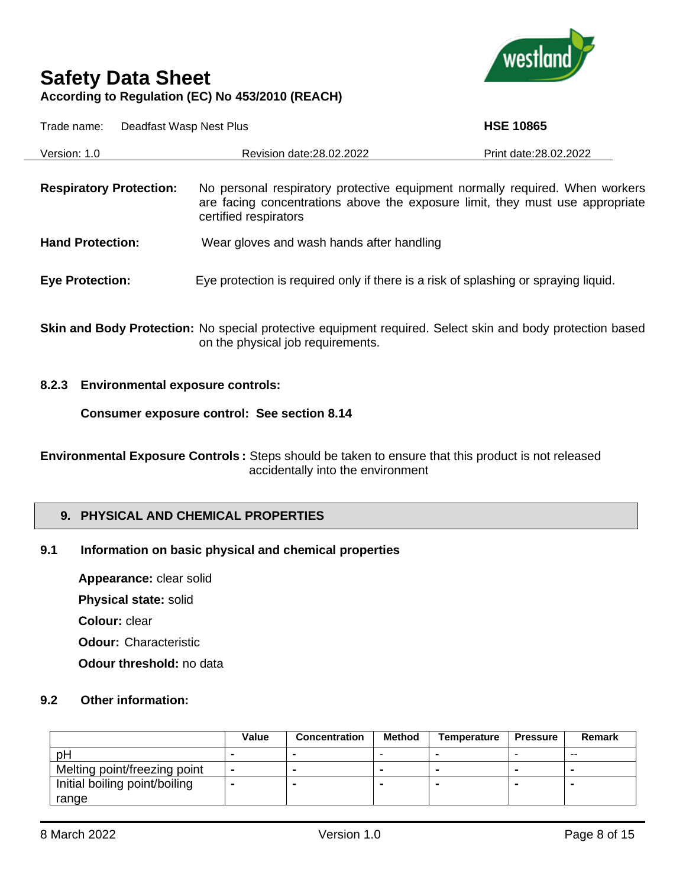**Respiratory Protection:** No personal respiratory protective equipment normally required. When workers are facing concentrations above the exposure limit, they must use appropriate certified respirators

**Hand Protection:** Wear gloves and wash hands after handling

**Eye Protection:** Eye protection is required only if there is a risk of splashing or spraying liquid.

**Skin and Body Protection:** No special protective equipment required. Select skin and body protection based on the physical job requirements.

**8.2.3 Environmental exposure controls:**

**Consumer exposure control: See section 8.14**

**Environmental Exposure Controls :** Steps should be taken to ensure that this product is not released accidentally into the environment

## 9. PHYSICAL AND CHEMICAL PROPERTIES

### 9.1 Information on basic physical and chemical properties

**Appearance:** clear solid

**Physical state:** solid

**Colour:** clear

**Odour:** Characteristic

**Odour threshold:** no data

### 9.2 Other information:

| | Value | Concentration | Method | Temperature | Pressure | Remark |
|---|---|---|---|---|---|---|
| pH | - | - | - | - | - | -- |
| Melting point/freezing point | - | - | - | - | - | - |
| Initial boiling point/boiling range | - | - | - | - | - | - |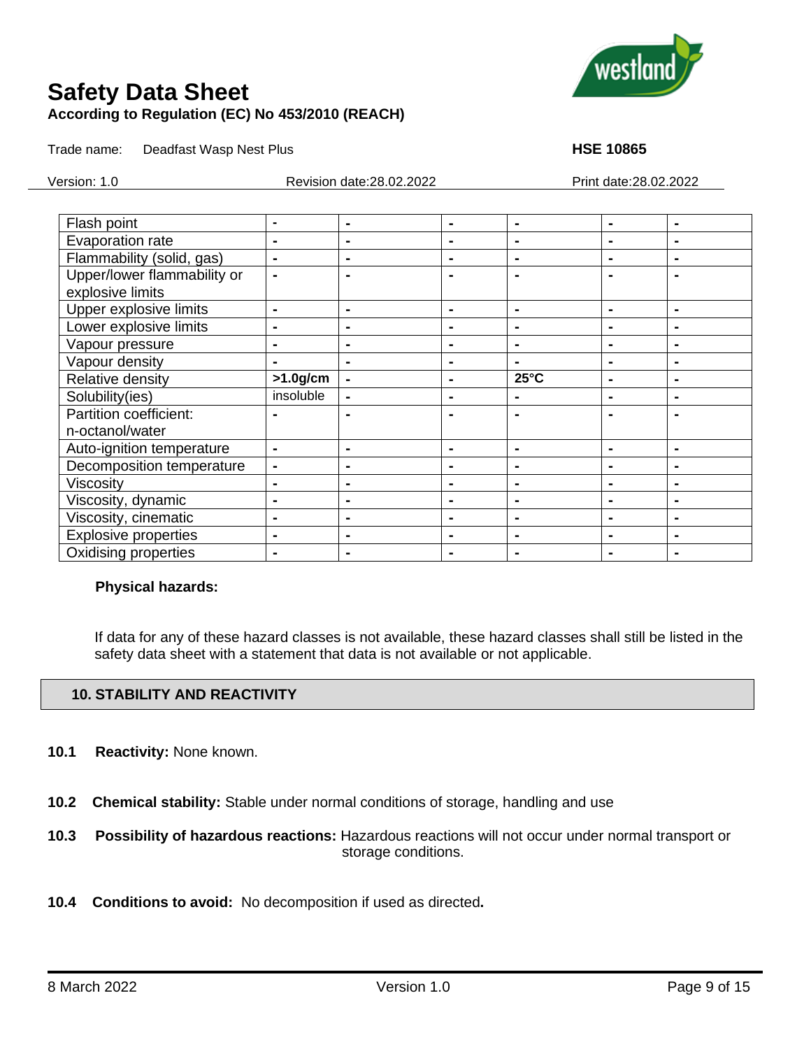| Flash point | - | - | - | - | - | - |
|---|---|---|---|---|---|---|
| Evaporation rate | - | - | - | - | - | - |
| Flammability (solid, gas) | - | - | - | - | - | - |
| Upper/lower flammability or explosive limits | - | - | - | - | - | - |
| Upper explosive limits | - | - | - | - | - | - |
| Lower explosive limits | - | - | - | - | - | - |
| Vapour pressure | - | - | - | - | - | - |
| Vapour density | - | - | - | - | - | - |
| Relative density | **>1.0g/cm** | - | - | **25°C** | - | - |
| Solubility(ies) | insoluble | - | - | - | - | - |
| Partition coefficient: n-octanol/water | - | - | - | - | - | - |
| Auto-ignition temperature | - | - | - | - | - | - |
| Decomposition temperature | - | - | - | - | - | - |
| Viscosity | - | - | - | - | - | - |
| Viscosity, dynamic | - | - | - | - | - | - |
| Viscosity, cinematic | - | - | - | - | - | - |
| Explosive properties | - | - | - | - | - | - |
| Oxidising properties | - | - | - | - | - | - |

**Physical hazards:**

If data for any of these hazard classes is not available, these hazard classes shall still be listed in the safety data sheet with a statement that data is not available or not applicable.

## 10. STABILITY AND REACTIVITY

**10.1 Reactivity:** None known.

**10.2 Chemical stability:** Stable under normal conditions of storage, handling and use

**10.3 Possibility of hazardous reactions:** Hazardous reactions will not occur under normal transport or storage conditions.

**10.4 Conditions to avoid:** No decomposition if used as directed**.**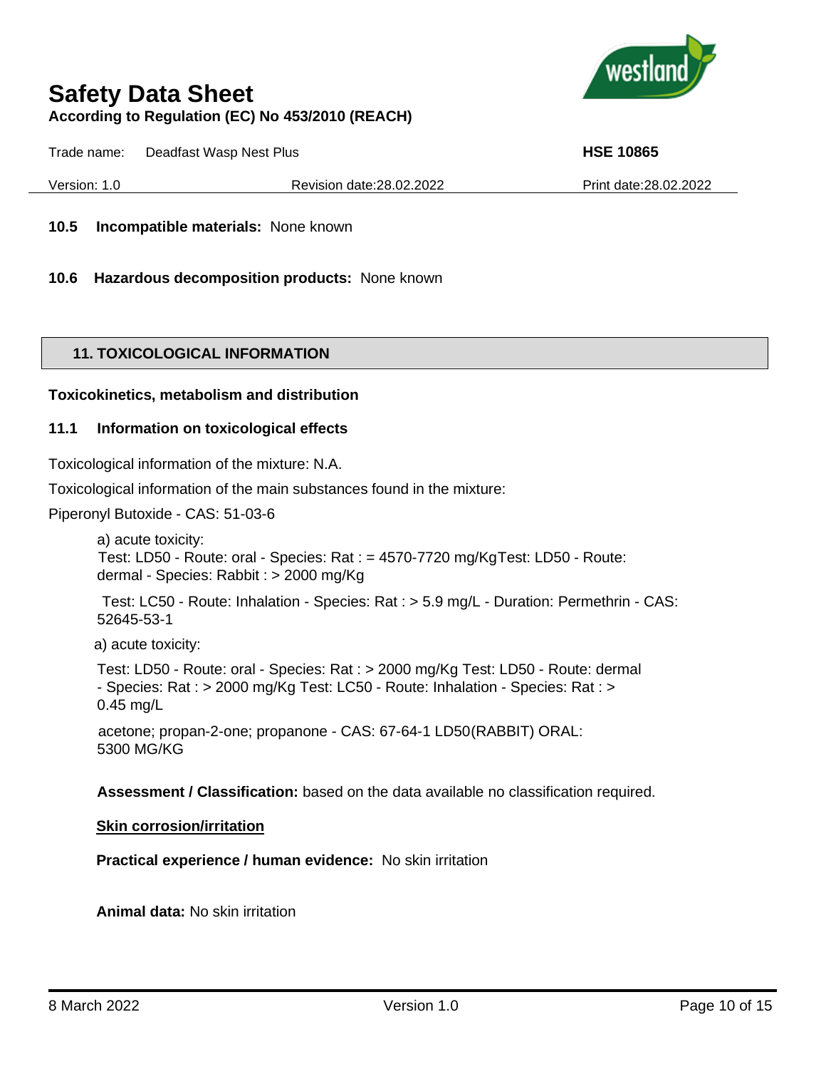**10.5 Incompatible materials:** None known

**10.6 Hazardous decomposition products:** None known

## 11. TOXICOLOGICAL INFORMATION

**Toxicokinetics, metabolism and distribution**

### 11.1 Information on toxicological effects

Toxicological information of the mixture: N.A.

Toxicological information of the main substances found in the mixture:

Piperonyl Butoxide - CAS: 51-03-6

a) acute toxicity:
Test: LD50 - Route: oral - Species: Rat : = 4570-7720 mg/KgTest: LD50 - Route: dermal - Species: Rabbit : > 2000 mg/Kg

Test: LC50 - Route: Inhalation - Species: Rat : > 5.9 mg/L - Duration: Permethrin - CAS: 52645-53-1

a) acute toxicity:

Test: LD50 - Route: oral - Species: Rat : > 2000 mg/Kg Test: LD50 - Route: dermal - Species: Rat : > 2000 mg/Kg Test: LC50 - Route: Inhalation - Species: Rat : > 0.45 mg/L

acetone; propan-2-one; propanone - CAS: 67-64-1 LD50(RABBIT) ORAL: 5300 MG/KG

**Assessment / Classification:** based on the data available no classification required.

<u>**Skin corrosion/irritation**</u>

**Practical experience / human evidence:** No skin irritation

**Animal data:** No skin irritation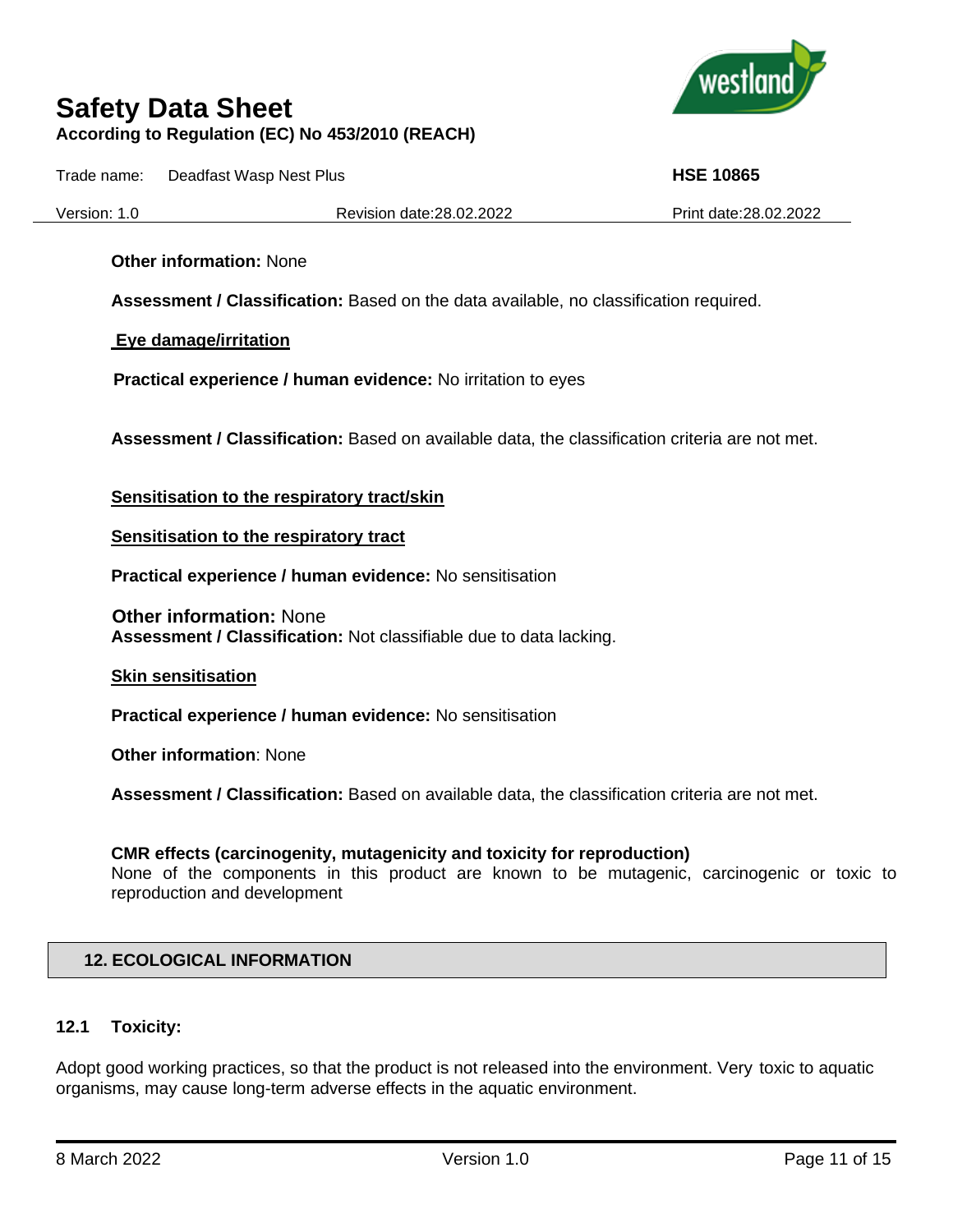**Other information:** None

**Assessment / Classification:** Based on the data available, no classification required.

**Eye damage/irritation**

**Practical experience / human evidence:** No irritation to eyes

**Assessment / Classification:** Based on available data, the classification criteria are not met.

**Sensitisation to the respiratory tract/skin**

**Sensitisation to the respiratory tract**

**Practical experience / human evidence:** No sensitisation

**Other information:** None
**Assessment / Classification:** Not classifiable due to data lacking.

**Skin sensitisation**

**Practical experience / human evidence:** No sensitisation

**Other information**: None

**Assessment / Classification:** Based on available data, the classification criteria are not met.

**CMR effects (carcinogenity, mutagenicity and toxicity for reproduction)**
None of the components in this product are known to be mutagenic, carcinogenic or toxic to reproduction and development

## 12. ECOLOGICAL INFORMATION

### 12.1 Toxicity:

Adopt good working practices, so that the product is not released into the environment. Very toxic to aquatic organisms, may cause long-term adverse effects in the aquatic environment.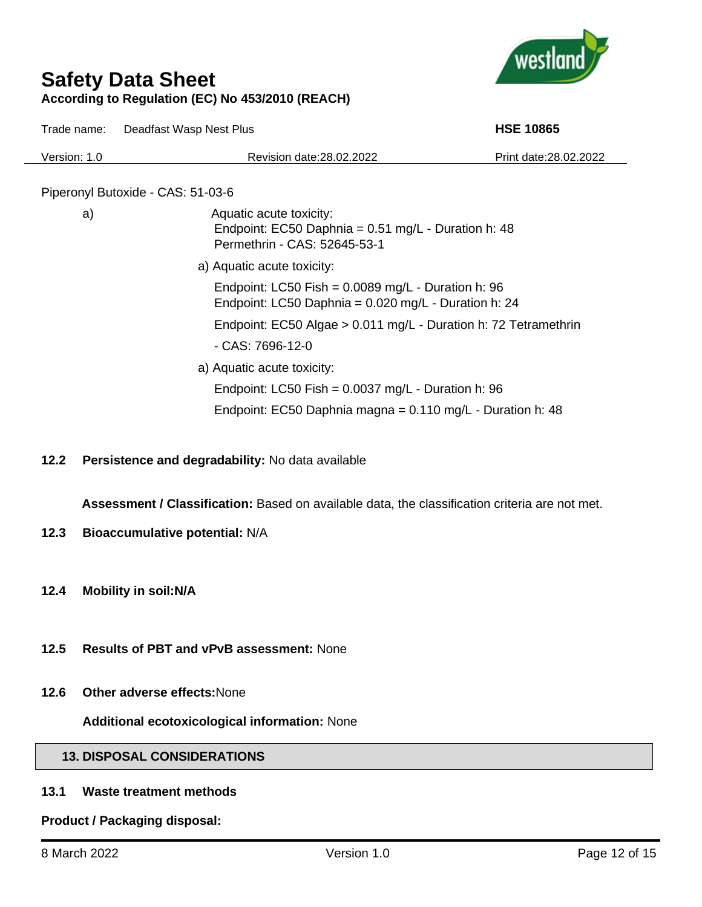Piperonyl Butoxide - CAS: 51-03-6

a) Aquatic acute toxicity:
Endpoint: EC50 Daphnia = 0.51 mg/L - Duration h: 48
Permethrin - CAS: 52645-53-1

a) Aquatic acute toxicity:

Endpoint: LC50 Fish = 0.0089 mg/L - Duration h: 96
Endpoint: LC50 Daphnia = 0.020 mg/L - Duration h: 24

Endpoint: EC50 Algae > 0.011 mg/L - Duration h: 72 Tetramethrin

- CAS: 7696-12-0

a) Aquatic acute toxicity:

Endpoint: LC50 Fish = 0.0037 mg/L - Duration h: 96

Endpoint: EC50 Daphnia magna = 0.110 mg/L - Duration h: 48

**12.2 Persistence and degradability:** No data available

**Assessment / Classification:** Based on available data, the classification criteria are not met.

**12.3 Bioaccumulative potential:** N/A

**12.4 Mobility in soil:N/A**

**12.5 Results of PBT and vPvB assessment:** None

**12.6 Other adverse effects:**None

**Additional ecotoxicological information:** None

## 13. DISPOSAL CONSIDERATIONS

**13.1 Waste treatment methods**

**Product / Packaging disposal:**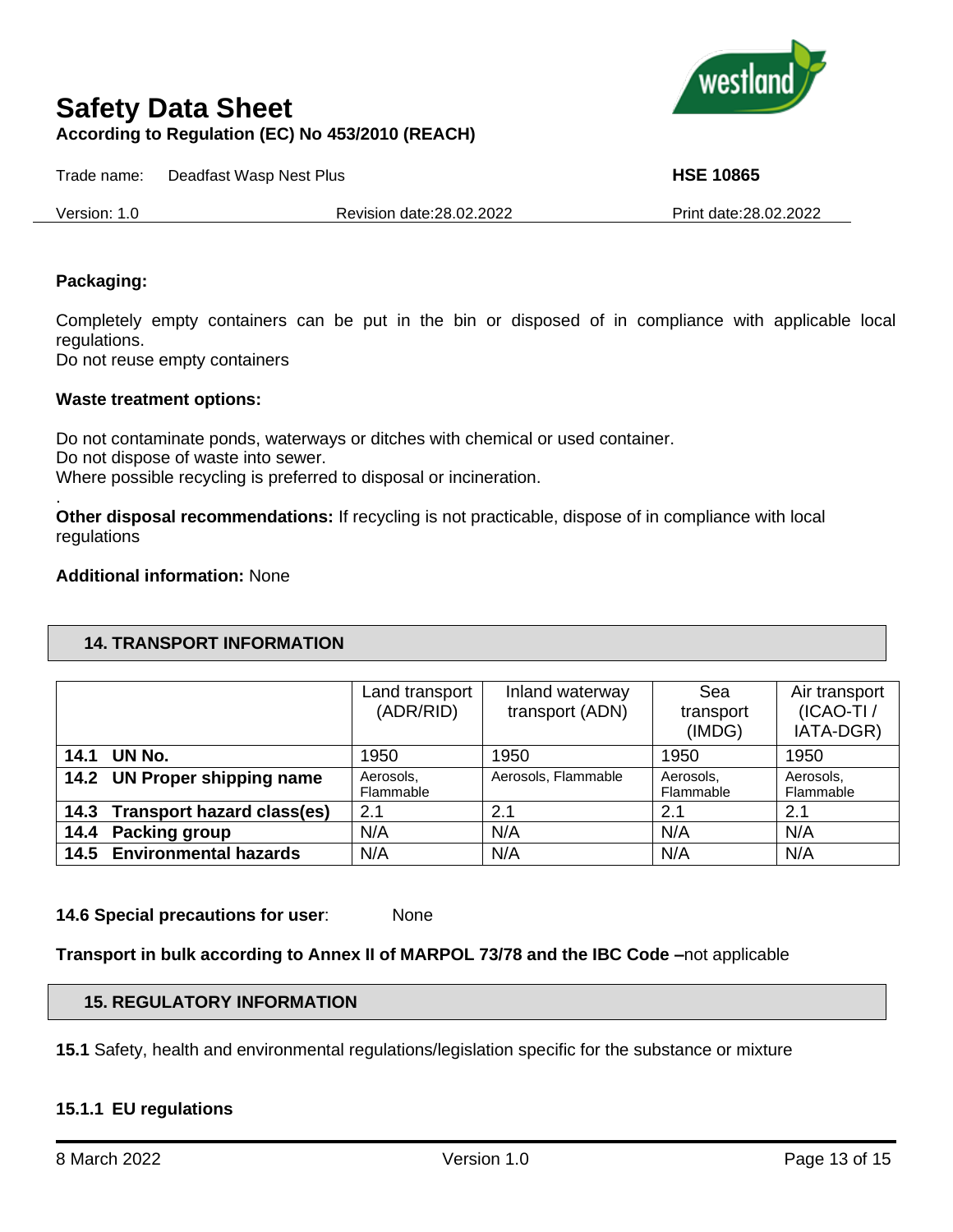**Packaging:**

Completely empty containers can be put in the bin or disposed of in compliance with applicable local regulations.
Do not reuse empty containers

**Waste treatment options:**

Do not contaminate ponds, waterways or ditches with chemical or used container.
Do not dispose of waste into sewer.
Where possible recycling is preferred to disposal or incineration.

.
**Other disposal recommendations:** If recycling is not practicable, dispose of in compliance with local regulations

**Additional information:** None

## 14. TRANSPORT INFORMATION

| | Land transport (ADR/RID) | Inland waterway transport (ADN) | Sea transport (IMDG) | Air transport (ICAO-TI / IATA-DGR) |
|---|---|---|---|---|
| **14.1 UN No.** | 1950 | 1950 | 1950 | 1950 |
| **14.2 UN Proper shipping name** | Aerosols, Flammable | Aerosols, Flammable | Aerosols, Flammable | Aerosols, Flammable |
| **14.3 Transport hazard class(es)** | 2.1 | 2.1 | 2.1 | 2.1 |
| **14.4 Packing group** | N/A | N/A | N/A | N/A |
| **14.5 Environmental hazards** | N/A | N/A | N/A | N/A |

**14.6 Special precautions for user**: None

**Transport in bulk according to Annex II of MARPOL 73/78 and the IBC Code –**not applicable

## 15. REGULATORY INFORMATION

**15.1** Safety, health and environmental regulations/legislation specific for the substance or mixture

**15.1.1 EU regulations**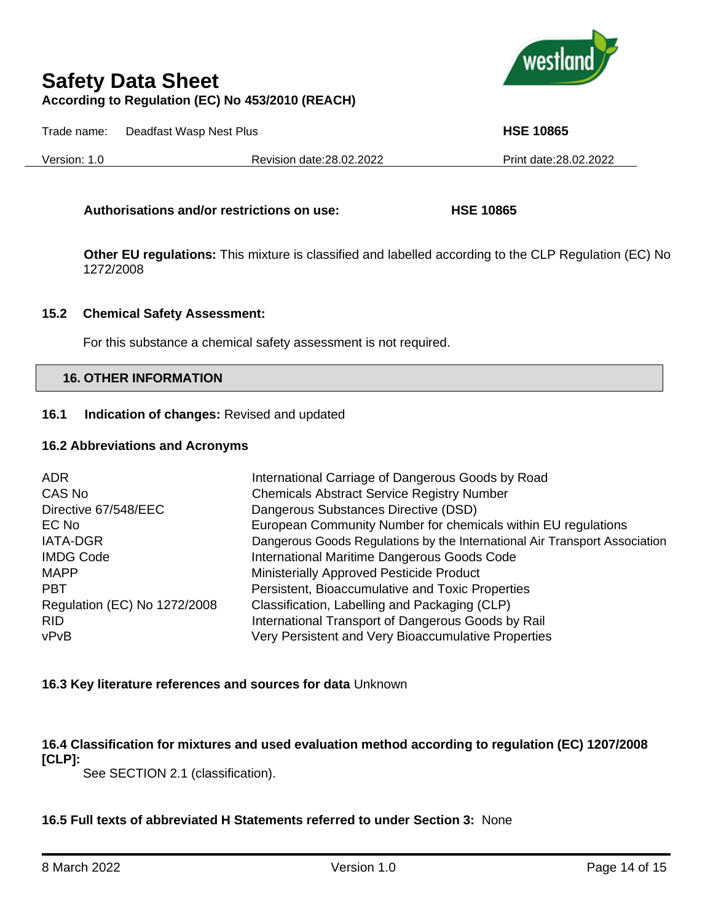**Authorisations and/or restrictions on use:** **HSE 10865**

**Other EU regulations:** This mixture is classified and labelled according to the CLP Regulation (EC) No 1272/2008

### 15.2 Chemical Safety Assessment:

For this substance a chemical safety assessment is not required.

## 16. OTHER INFORMATION

### 16.1 Indication of changes: Revised and updated

### 16.2 Abbreviations and Acronyms

| | |
|---|---|
| ADR | International Carriage of Dangerous Goods by Road |
| CAS No | Chemicals Abstract Service Registry Number |
| Directive 67/548/EEC | Dangerous Substances Directive (DSD) |
| EC No | European Community Number for chemicals within EU regulations |
| IATA-DGR | Dangerous Goods Regulations by the International Air Transport Association |
| IMDG Code | International Maritime Dangerous Goods Code |
| MAPP | Ministerially Approved Pesticide Product |
| PBT | Persistent, Bioaccumulative and Toxic Properties |
| Regulation (EC) No 1272/2008 | Classification, Labelling and Packaging (CLP) |
| RID | International Transport of Dangerous Goods by Rail |
| vPvB | Very Persistent and Very Bioaccumulative Properties |

**16.3 Key literature references and sources for data** Unknown

**16.4 Classification for mixtures and used evaluation method according to regulation (EC) 1207/2008 [CLP]:**

See SECTION 2.1 (classification).

**16.5 Full texts of abbreviated H Statements referred to under Section 3:** None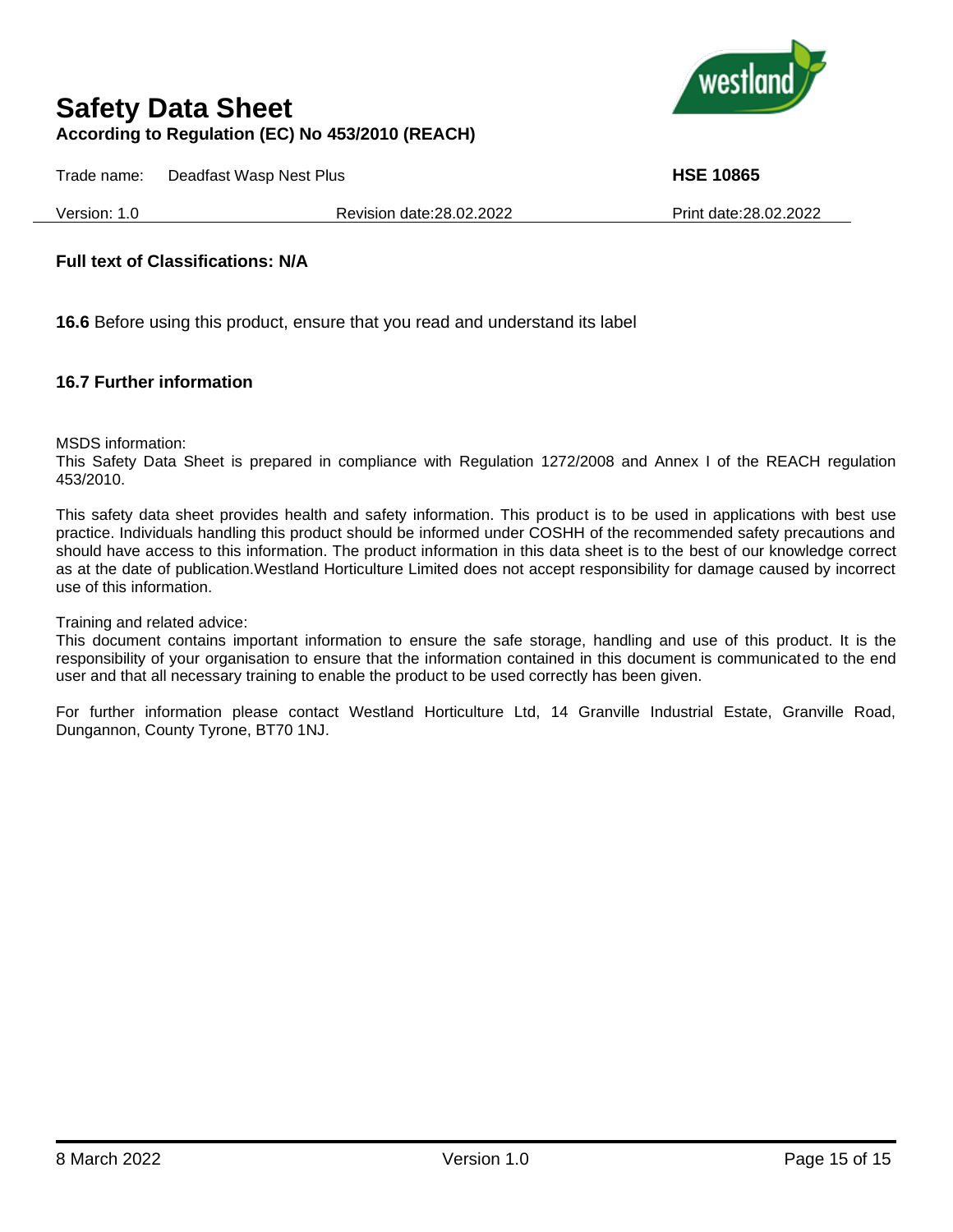**Full text of Classifications: N/A**

**16.6** Before using this product, ensure that you read and understand its label

### 16.7 Further information

MSDS information:
This Safety Data Sheet is prepared in compliance with Regulation 1272/2008 and Annex I of the REACH regulation 453/2010.

This safety data sheet provides health and safety information. This product is to be used in applications with best use practice. Individuals handling this product should be informed under COSHH of the recommended safety precautions and should have access to this information. The product information in this data sheet is to the best of our knowledge correct as at the date of publication.Westland Horticulture Limited does not accept responsibility for damage caused by incorrect use of this information.

Training and related advice:
This document contains important information to ensure the safe storage, handling and use of this product. It is the responsibility of your organisation to ensure that the information contained in this document is communicated to the end user and that all necessary training to enable the product to be used correctly has been given.

For further information please contact Westland Horticulture Ltd, 14 Granville Industrial Estate, Granville Road, Dungannon, County Tyrone, BT70 1NJ.